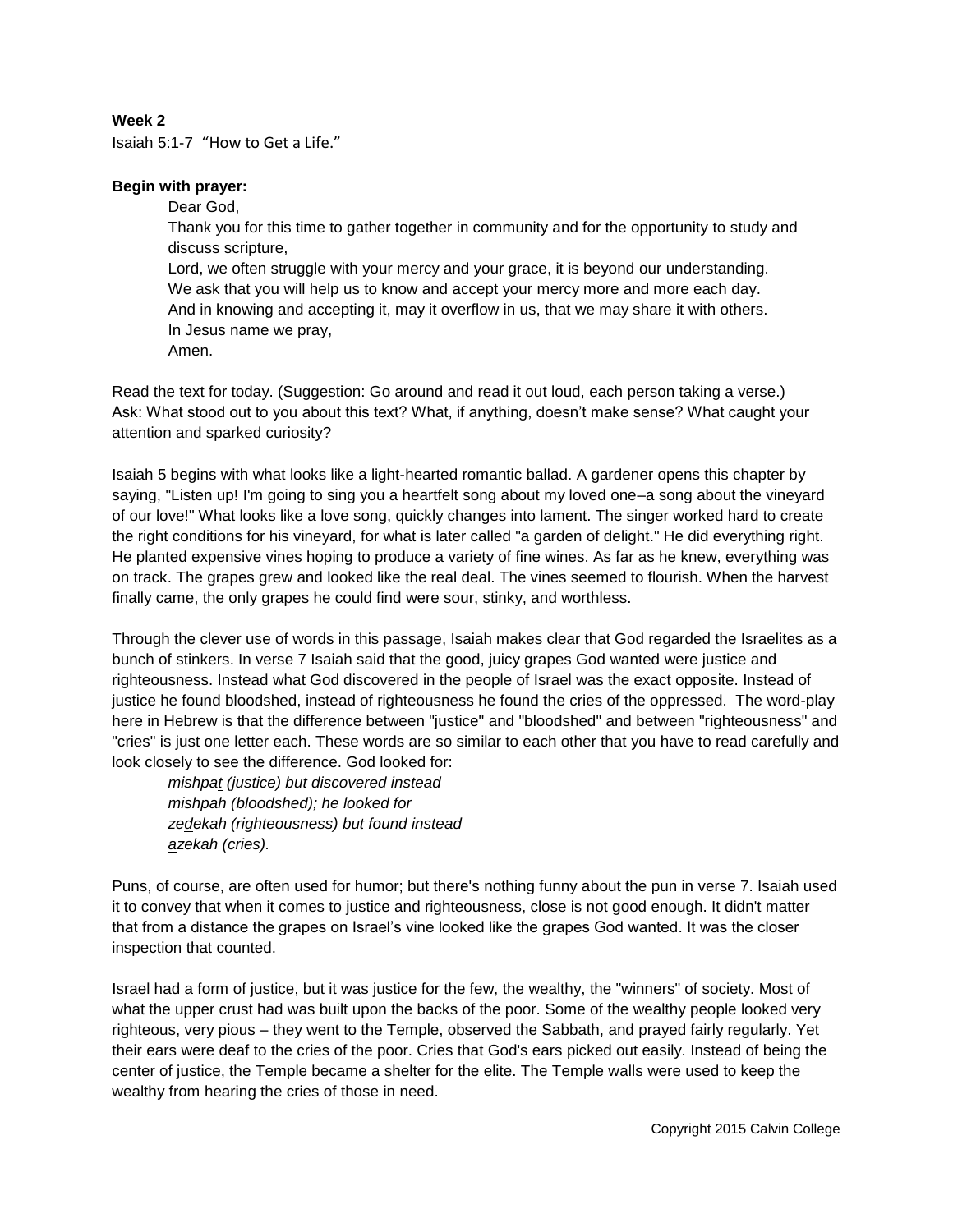**Week 2**

Isaiah 5:1-7 "How to Get a Life."

**Begin with prayer:**

Dear God,
Thank you for this time to gather together in community and for the opportunity to study and discuss scripture,
Lord, we often struggle with your mercy and your grace, it is beyond our understanding.
We ask that you will help us to know and accept your mercy more and more each day.
And in knowing and accepting it, may it overflow in us, that we may share it with others.
In Jesus name we pray,
Amen.

Read the text for today. (Suggestion: Go around and read it out loud, each person taking a verse.)
Ask: What stood out to you about this text? What, if anything, doesn't make sense? What caught your attention and sparked curiosity?

Isaiah 5 begins with what looks like a light-hearted romantic ballad. A gardener opens this chapter by saying, "Listen up! I'm going to sing you a heartfelt song about my loved one–a song about the vineyard of our love!" What looks like a love song, quickly changes into lament. The singer worked hard to create the right conditions for his vineyard, for what is later called "a garden of delight." He did everything right. He planted expensive vines hoping to produce a variety of fine wines. As far as he knew, everything was on track. The grapes grew and looked like the real deal. The vines seemed to flourish. When the harvest finally came, the only grapes he could find were sour, stinky, and worthless.

Through the clever use of words in this passage, Isaiah makes clear that God regarded the Israelites as a bunch of stinkers. In verse 7 Isaiah said that the good, juicy grapes God wanted were justice and righteousness. Instead what God discovered in the people of Israel was the exact opposite. Instead of justice he found bloodshed, instead of righteousness he found the cries of the oppressed. The word-play here in Hebrew is that the difference between "justice" and "bloodshed" and between "righteousness" and "cries" is just one letter each. These words are so similar to each other that you have to read carefully and look closely to see the difference. God looked for:

*mishpa<u>t</u> (justice) but discovered instead*
*mishpa<u>h</u> (bloodshed); he looked for*
*ze<u>d</u>ekah (righteousness) but found instead*
*<u>a</u>zekah (cries).*

Puns, of course, are often used for humor; but there's nothing funny about the pun in verse 7. Isaiah used it to convey that when it comes to justice and righteousness, close is not good enough. It didn't matter that from a distance the grapes on Israel's vine looked like the grapes God wanted. It was the closer inspection that counted.

Israel had a form of justice, but it was justice for the few, the wealthy, the "winners" of society. Most of what the upper crust had was built upon the backs of the poor. Some of the wealthy people looked very righteous, very pious – they went to the Temple, observed the Sabbath, and prayed fairly regularly. Yet their ears were deaf to the cries of the poor. Cries that God's ears picked out easily. Instead of being the center of justice, the Temple became a shelter for the elite. The Temple walls were used to keep the wealthy from hearing the cries of those in need.

Copyright 2015 Calvin College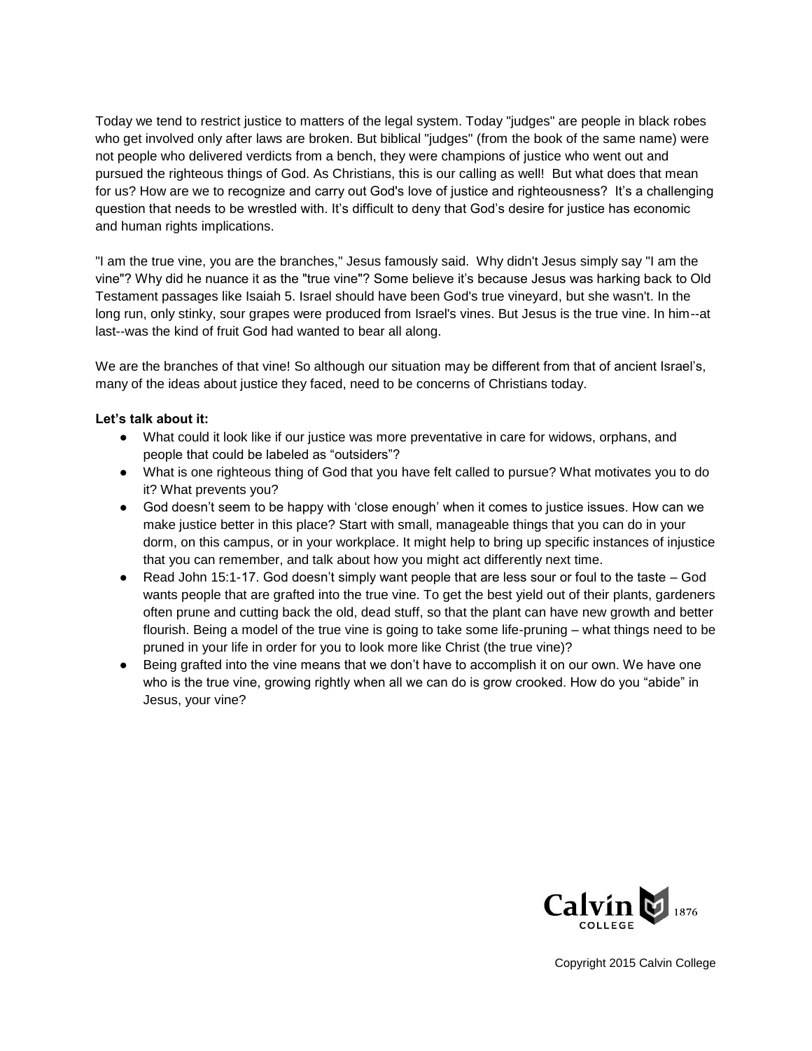Today we tend to restrict justice to matters of the legal system. Today "judges" are people in black robes who get involved only after laws are broken. But biblical "judges" (from the book of the same name) were not people who delivered verdicts from a bench, they were champions of justice who went out and pursued the righteous things of God. As Christians, this is our calling as well! But what does that mean for us? How are we to recognize and carry out God's love of justice and righteousness? It's a challenging question that needs to be wrestled with. It's difficult to deny that God's desire for justice has economic and human rights implications.

"I am the true vine, you are the branches," Jesus famously said. Why didn't Jesus simply say "I am the vine"? Why did he nuance it as the "true vine"? Some believe it's because Jesus was harking back to Old Testament passages like Isaiah 5. Israel should have been God's true vineyard, but she wasn't. In the long run, only stinky, sour grapes were produced from Israel's vines. But Jesus is the true vine. In him--at last--was the kind of fruit God had wanted to bear all along.

We are the branches of that vine! So although our situation may be different from that of ancient Israel's, many of the ideas about justice they faced, need to be concerns of Christians today.

**Let's talk about it:**

- What could it look like if our justice was more preventative in care for widows, orphans, and people that could be labeled as "outsiders"?
- What is one righteous thing of God that you have felt called to pursue? What motivates you to do it? What prevents you?
- God doesn't seem to be happy with 'close enough' when it comes to justice issues. How can we make justice better in this place? Start with small, manageable things that you can do in your dorm, on this campus, or in your workplace. It might help to bring up specific instances of injustice that you can remember, and talk about how you might act differently next time.
- Read John 15:1-17. God doesn't simply want people that are less sour or foul to the taste – God wants people that are grafted into the true vine. To get the best yield out of their plants, gardeners often prune and cutting back the old, dead stuff, so that the plant can have new growth and better flourish. Being a model of the true vine is going to take some life-pruning – what things need to be pruned in your life in order for you to look more like Christ (the true vine)?
- Being grafted into the vine means that we don't have to accomplish it on our own. We have one who is the true vine, growing rightly when all we can do is grow crooked. How do you "abide" in Jesus, your vine?

Calvin College 1876

Copyright 2015 Calvin College